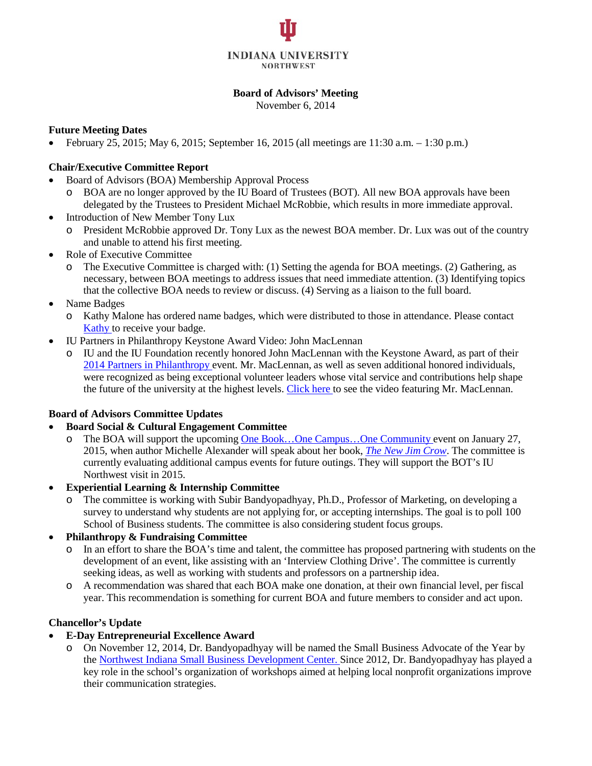INDIANA UNIVERSITY
NORTHWEST

# Board of Advisors' Meeting

November 6, 2014

### Future Meeting Dates

- February 25, 2015; May 6, 2015; September 16, 2015 (all meetings are 11:30 a.m. – 1:30 p.m.)

### Chair/Executive Committee Report

- Board of Advisors (BOA) Membership Approval Process
  - BOA are no longer approved by the IU Board of Trustees (BOT). All new BOA approvals have been delegated by the Trustees to President Michael McRobbie, which results in more immediate approval.
- Introduction of New Member Tony Lux
  - President McRobbie approved Dr. Tony Lux as the newest BOA member. Dr. Lux was out of the country and unable to attend his first meeting.
- Role of Executive Committee
  - The Executive Committee is charged with: (1) Setting the agenda for BOA meetings. (2) Gathering, as necessary, between BOA meetings to address issues that need immediate attention. (3) Identifying topics that the collective BOA needs to review or discuss. (4) Serving as a liaison to the full board.
- Name Badges
  - Kathy Malone has ordered name badges, which were distributed to those in attendance. Please contact Kathy to receive your badge.
- IU Partners in Philanthropy Keystone Award Video: John MacLennan
  - IU and the IU Foundation recently honored John MacLennan with the Keystone Award, as part of their 2014 Partners in Philanthropy event. Mr. MacLennan, as well as seven additional honored individuals, were recognized as being exceptional volunteer leaders whose vital service and contributions help shape the future of the university at the highest levels. Click here to see the video featuring Mr. MacLennan.

### Board of Advisors Committee Updates

- **Board Social & Cultural Engagement Committee**
  - The BOA will support the upcoming One Book…One Campus…One Community event on January 27, 2015, when author Michelle Alexander will speak about her book, *The New Jim Crow*. The committee is currently evaluating additional campus events for future outings. They will support the BOT's IU Northwest visit in 2015.
- **Experiential Learning & Internship Committee**
  - The committee is working with Subir Bandyopadhyay, Ph.D., Professor of Marketing, on developing a survey to understand why students are not applying for, or accepting internships. The goal is to poll 100 School of Business students. The committee is also considering student focus groups.
- **Philanthropy & Fundraising Committee**
  - In an effort to share the BOA's time and talent, the committee has proposed partnering with students on the development of an event, like assisting with an 'Interview Clothing Drive'. The committee is currently seeking ideas, as well as working with students and professors on a partnership idea.
  - A recommendation was shared that each BOA make one donation, at their own financial level, per fiscal year. This recommendation is something for current BOA and future members to consider and act upon.

### Chancellor's Update

- **E-Day Entrepreneurial Excellence Award**
  - On November 12, 2014, Dr. Bandyopadhyay will be named the Small Business Advocate of the Year by the Northwest Indiana Small Business Development Center. Since 2012, Dr. Bandyopadhyay has played a key role in the school's organization of workshops aimed at helping local nonprofit organizations improve their communication strategies.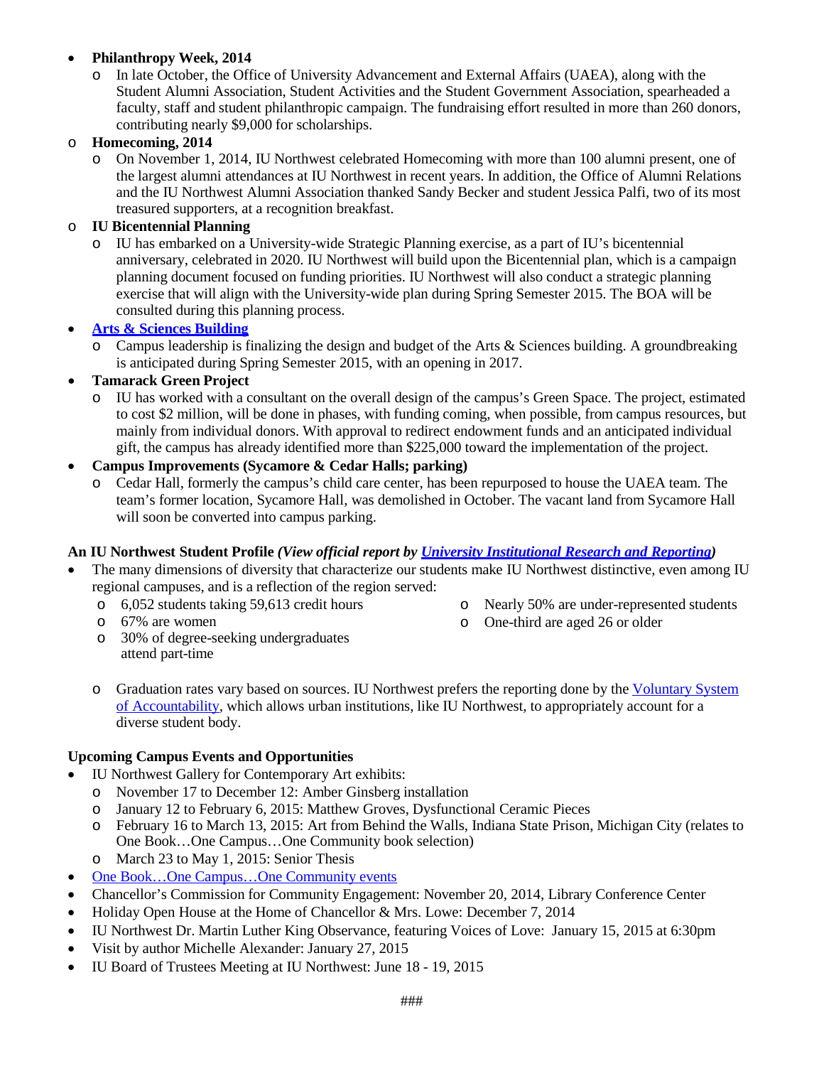- **Philanthropy Week, 2014**
  - In late October, the Office of University Advancement and External Affairs (UAEA), along with the Student Alumni Association, Student Activities and the Student Government Association, spearheaded a faculty, staff and student philanthropic campaign. The fundraising effort resulted in more than 260 donors, contributing nearly $9,000 for scholarships.
- **Homecoming, 2014**
  - On November 1, 2014, IU Northwest celebrated Homecoming with more than 100 alumni present, one of the largest alumni attendances at IU Northwest in recent years. In addition, the Office of Alumni Relations and the IU Northwest Alumni Association thanked Sandy Becker and student Jessica Palfi, two of its most treasured supporters, at a recognition breakfast.
- **IU Bicentennial Planning**
  - IU has embarked on a University-wide Strategic Planning exercise, as a part of IU's bicentennial anniversary, celebrated in 2020. IU Northwest will build upon the Bicentennial plan, which is a campaign planning document focused on funding priorities. IU Northwest will also conduct a strategic planning exercise that will align with the University-wide plan during Spring Semester 2015. The BOA will be consulted during this planning process.
- **Arts & Sciences Building**
  - Campus leadership is finalizing the design and budget of the Arts & Sciences building. A groundbreaking is anticipated during Spring Semester 2015, with an opening in 2017.
- **Tamarack Green Project**
  - IU has worked with a consultant on the overall design of the campus's Green Space. The project, estimated to cost $2 million, will be done in phases, with funding coming, when possible, from campus resources, but mainly from individual donors. With approval to redirect endowment funds and an anticipated individual gift, the campus has already identified more than $225,000 toward the implementation of the project.
- **Campus Improvements (Sycamore & Cedar Halls; parking)**
  - Cedar Hall, formerly the campus's child care center, has been repurposed to house the UAEA team. The team's former location, Sycamore Hall, was demolished in October. The vacant land from Sycamore Hall will soon be converted into campus parking.

**An IU Northwest Student Profile** ***(View official report by University Institutional Research and Reporting)***

- The many dimensions of diversity that characterize our students make IU Northwest distinctive, even among IU regional campuses, and is a reflection of the region served:
  - 6,052 students taking 59,613 credit hours
  - 67% are women
  - 30% of degree-seeking undergraduates attend part-time
  - Nearly 50% are under-represented students
  - One-third are aged 26 or older
  - Graduation rates vary based on sources. IU Northwest prefers the reporting done by the Voluntary System of Accountability, which allows urban institutions, like IU Northwest, to appropriately account for a diverse student body.

**Upcoming Campus Events and Opportunities**

- IU Northwest Gallery for Contemporary Art exhibits:
  - November 17 to December 12: Amber Ginsberg installation
  - January 12 to February 6, 2015: Matthew Groves, Dysfunctional Ceramic Pieces
  - February 16 to March 13, 2015: Art from Behind the Walls, Indiana State Prison, Michigan City (relates to One Book…One Campus…One Community book selection)
  - March 23 to May 1, 2015: Senior Thesis
- One Book…One Campus…One Community events
- Chancellor's Commission for Community Engagement: November 20, 2014, Library Conference Center
- Holiday Open House at the Home of Chancellor & Mrs. Lowe: December 7, 2014
- IU Northwest Dr. Martin Luther King Observance, featuring Voices of Love: January 15, 2015 at 6:30pm
- Visit by author Michelle Alexander: January 27, 2015
- IU Board of Trustees Meeting at IU Northwest: June 18 - 19, 2015

###